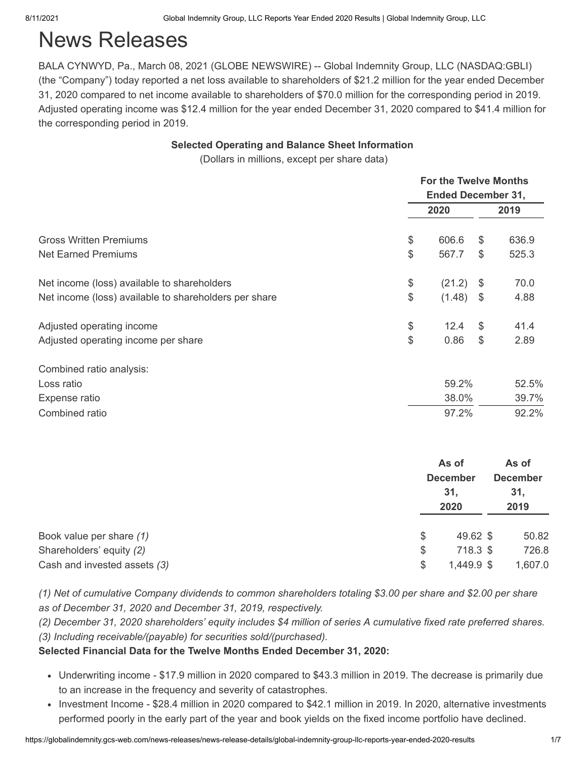# News Releases

BALA CYNWYD, Pa., March 08, 2021 (GLOBE NEWSWIRE) -- Global Indemnity Group, LLC (NASDAQ:GBLI) (the "Company") today reported a net loss available to shareholders of $21.2 million for the year ended December 31, 2020 compared to net income available to shareholders of $70.0 million for the corresponding period in 2019. Adjusted operating income was $12.4 million for the year ended December 31, 2020 compared to $41.4 million for the corresponding period in 2019.

**Selected Operating and Balance Sheet Information**

(Dollars in millions, except per share data)

| | For the Twelve Months Ended December 31, | |
|---|---|---|
| | 2020 | 2019 |
| Gross Written Premiums | $ 606.6 | $ 636.9 |
| Net Earned Premiums | $ 567.7 | $ 525.3 |
| Net income (loss) available to shareholders | $ (21.2) | $ 70.0 |
| Net income (loss) available to shareholders per share | $ (1.48) | $ 4.88 |
| Adjusted operating income | $ 12.4 | $ 41.4 |
| Adjusted operating income per share | $ 0.86 | $ 2.89 |
| Combined ratio analysis: | | |
| Loss ratio | 59.2% | 52.5% |
| Expense ratio | 38.0% | 39.7% |
| Combined ratio | 97.2% | 92.2% |

| | As of December 31, 2020 | As of December 31, 2019 |
|---|---|---|
| Book value per share *(1)* | $ 49.62 | $ 50.82 |
| Shareholders' equity *(2)* | $ 718.3 | $ 726.8 |
| Cash and invested assets *(3)* | $ 1,449.9 | $ 1,607.0 |

*(1) Net of cumulative Company dividends to common shareholders totaling $3.00 per share and $2.00 per share as of December 31, 2020 and December 31, 2019, respectively.*
*(2) December 31, 2020 shareholders' equity includes $4 million of series A cumulative fixed rate preferred shares.*
*(3) Including receivable/(payable) for securities sold/(purchased).*

**Selected Financial Data for the Twelve Months Ended December 31, 2020:**

- Underwriting income - $17.9 million in 2020 compared to $43.3 million in 2019. The decrease is primarily due to an increase in the frequency and severity of catastrophes.
- Investment Income - $28.4 million in 2020 compared to $42.1 million in 2019. In 2020, alternative investments performed poorly in the early part of the year and book yields on the fixed income portfolio have declined.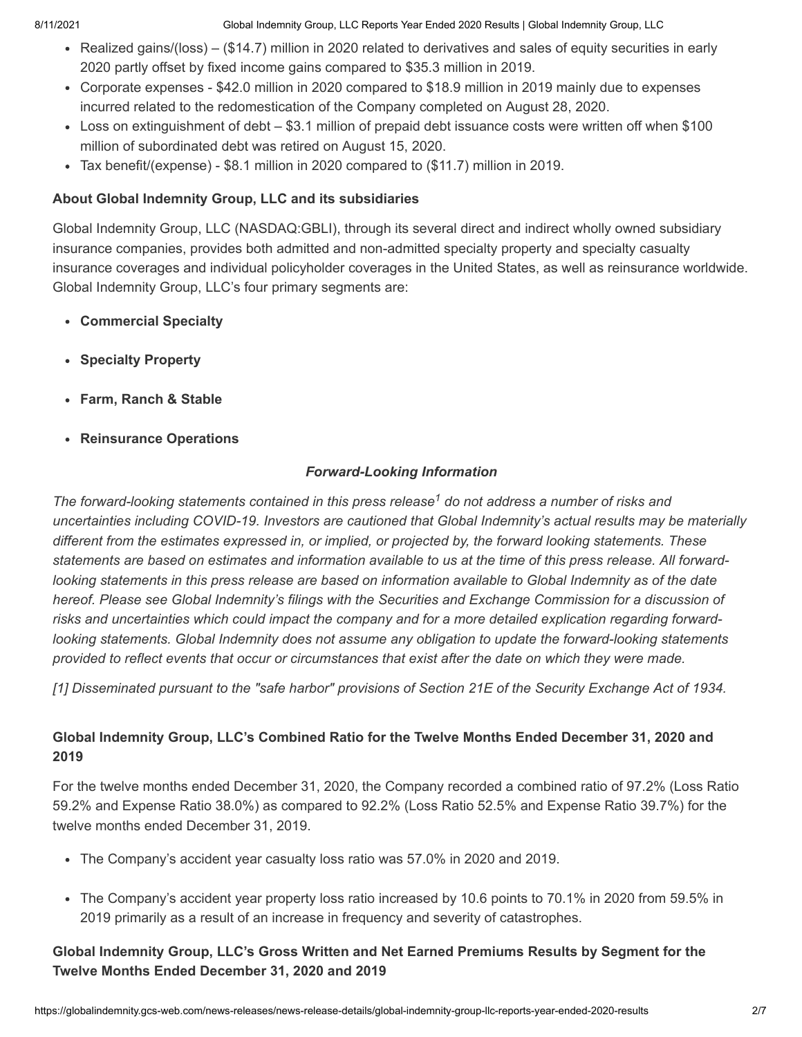- Realized gains/(loss) – ($14.7) million in 2020 related to derivatives and sales of equity securities in early 2020 partly offset by fixed income gains compared to $35.3 million in 2019.
- Corporate expenses - $42.0 million in 2020 compared to $18.9 million in 2019 mainly due to expenses incurred related to the redomestication of the Company completed on August 28, 2020.
- Loss on extinguishment of debt – $3.1 million of prepaid debt issuance costs were written off when $100 million of subordinated debt was retired on August 15, 2020.
- Tax benefit/(expense) - $8.1 million in 2020 compared to ($11.7) million in 2019.

### About Global Indemnity Group, LLC and its subsidiaries

Global Indemnity Group, LLC (NASDAQ:GBLI), through its several direct and indirect wholly owned subsidiary insurance companies, provides both admitted and non-admitted specialty property and specialty casualty insurance coverages and individual policyholder coverages in the United States, as well as reinsurance worldwide. Global Indemnity Group, LLC's four primary segments are:

- **Commercial Specialty**
- **Specialty Property**
- **Farm, Ranch & Stable**
- **Reinsurance Operations**

***Forward-Looking Information***

*The forward-looking statements contained in this press release[1] do not address a number of risks and uncertainties including COVID-19. Investors are cautioned that Global Indemnity's actual results may be materially different from the estimates expressed in, or implied, or projected by, the forward looking statements. These statements are based on estimates and information available to us at the time of this press release. All forward-looking statements in this press release are based on information available to Global Indemnity as of the date hereof. Please see Global Indemnity's filings with the Securities and Exchange Commission for a discussion of risks and uncertainties which could impact the company and for a more detailed explication regarding forward-looking statements. Global Indemnity does not assume any obligation to update the forward-looking statements provided to reflect events that occur or circumstances that exist after the date on which they were made.*

*[1] Disseminated pursuant to the "safe harbor" provisions of Section 21E of the Security Exchange Act of 1934.*

### Global Indemnity Group, LLC's Combined Ratio for the Twelve Months Ended December 31, 2020 and 2019

For the twelve months ended December 31, 2020, the Company recorded a combined ratio of 97.2% (Loss Ratio 59.2% and Expense Ratio 38.0%) as compared to 92.2% (Loss Ratio 52.5% and Expense Ratio 39.7%) for the twelve months ended December 31, 2019.

- The Company's accident year casualty loss ratio was 57.0% in 2020 and 2019.
- The Company's accident year property loss ratio increased by 10.6 points to 70.1% in 2020 from 59.5% in 2019 primarily as a result of an increase in frequency and severity of catastrophes.

### Global Indemnity Group, LLC's Gross Written and Net Earned Premiums Results by Segment for the Twelve Months Ended December 31, 2020 and 2019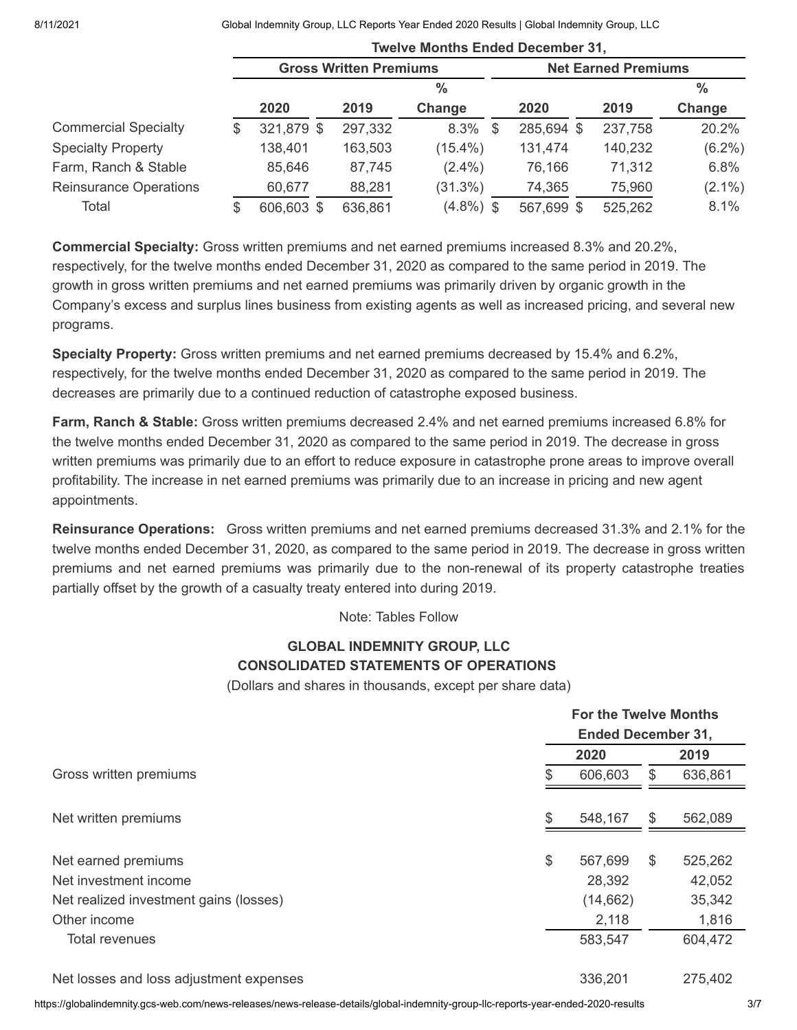| | Twelve Months Ended December 31, | | | | | |
|---|---|---|---|---|---|---|
| | Gross Written Premiums | | | Net Earned Premiums | | |
| | 2020 | 2019 | % Change | 2020 | 2019 | % Change |
| Commercial Specialty | $ 321,879 | $ 297,332 | 8.3% | $ 285,694 | $ 237,758 | 20.2% |
| Specialty Property | 138,401 | 163,503 | (15.4%) | 131,474 | 140,232 | (6.2%) |
| Farm, Ranch & Stable | 85,646 | 87,745 | (2.4%) | 76,166 | 71,312 | 6.8% |
| Reinsurance Operations | 60,677 | 88,281 | (31.3%) | 74,365 | 75,960 | (2.1%) |
| Total | $ 606,603 | $ 636,861 | (4.8%) | $ 567,699 | $ 525,262 | 8.1% |

**Commercial Specialty:** Gross written premiums and net earned premiums increased 8.3% and 20.2%, respectively, for the twelve months ended December 31, 2020 as compared to the same period in 2019. The growth in gross written premiums and net earned premiums was primarily driven by organic growth in the Company's excess and surplus lines business from existing agents as well as increased pricing, and several new programs.

**Specialty Property:** Gross written premiums and net earned premiums decreased by 15.4% and 6.2%, respectively, for the twelve months ended December 31, 2020 as compared to the same period in 2019. The decreases are primarily due to a continued reduction of catastrophe exposed business.

**Farm, Ranch & Stable:** Gross written premiums decreased 2.4% and net earned premiums increased 6.8% for the twelve months ended December 31, 2020 as compared to the same period in 2019. The decrease in gross written premiums was primarily due to an effort to reduce exposure in catastrophe prone areas to improve overall profitability. The increase in net earned premiums was primarily due to an increase in pricing and new agent appointments.

**Reinsurance Operations:** Gross written premiums and net earned premiums decreased 31.3% and 2.1% for the twelve months ended December 31, 2020, as compared to the same period in 2019. The decrease in gross written premiums and net earned premiums was primarily due to the non-renewal of its property catastrophe treaties partially offset by the growth of a casualty treaty entered into during 2019.

Note: Tables Follow

**GLOBAL INDEMNITY GROUP, LLC**
**CONSOLIDATED STATEMENTS OF OPERATIONS**

(Dollars and shares in thousands, except per share data)

| | For the Twelve Months Ended December 31, | |
|---|---|---|
| | 2020 | 2019 |
| Gross written premiums | $ 606,603 | $ 636,861 |
| Net written premiums | $ 548,167 | $ 562,089 |
| Net earned premiums | $ 567,699 | $ 525,262 |
| Net investment income | 28,392 | 42,052 |
| Net realized investment gains (losses) | (14,662) | 35,342 |
| Other income | 2,118 | 1,816 |
| Total revenues | 583,547 | 604,472 |
| Net losses and loss adjustment expenses | 336,201 | 275,402 |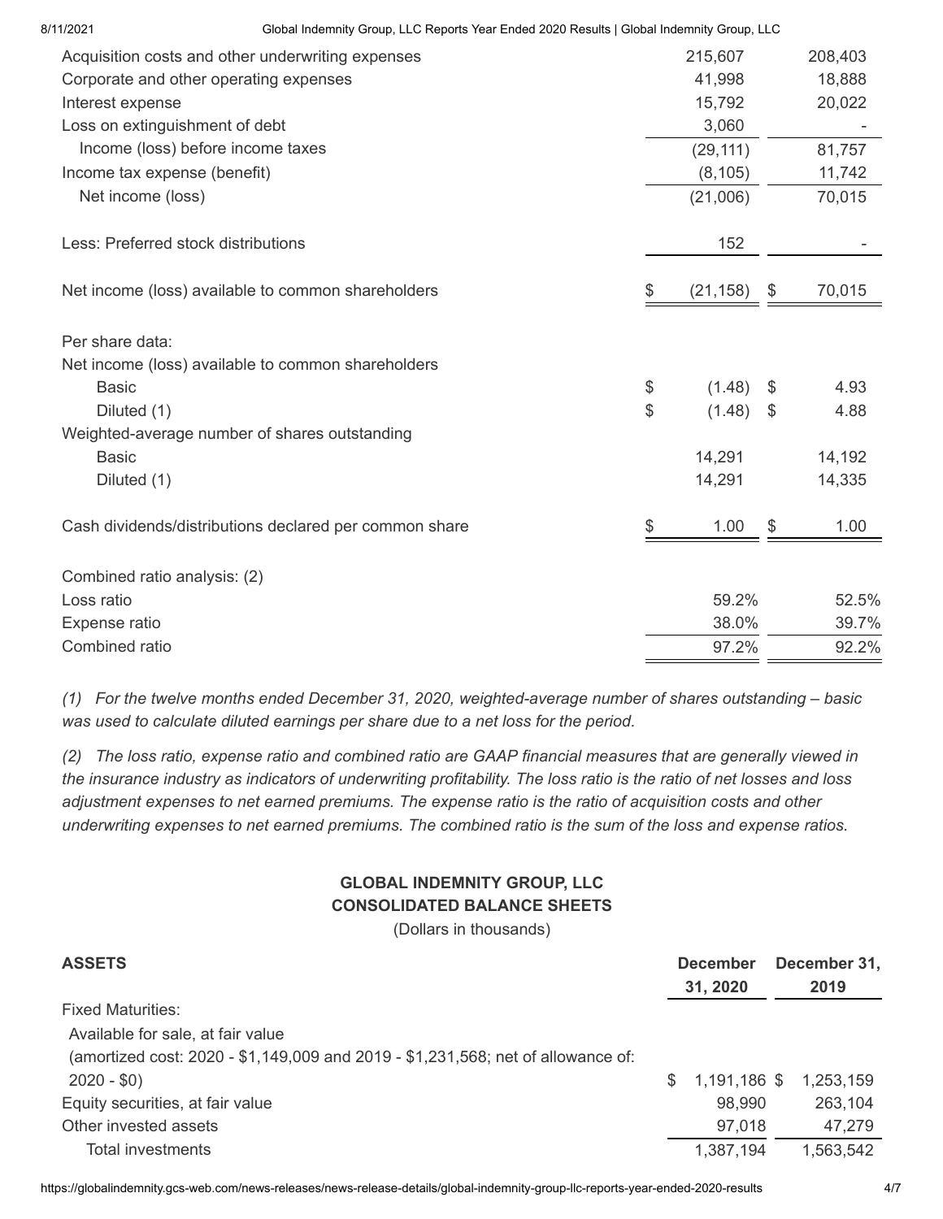| | | |
|---|---|---|
| Acquisition costs and other underwriting expenses | 215,607 | 208,403 |
| Corporate and other operating expenses | 41,998 | 18,888 |
| Interest expense | 15,792 | 20,022 |
| Loss on extinguishment of debt | 3,060 | - |
| Income (loss) before income taxes | (29,111) | 81,757 |
| Income tax expense (benefit) | (8,105) | 11,742 |
| Net income (loss) | (21,006) | 70,015 |
| | | |
| Less: Preferred stock distributions | 152 | - |
| | | |
| Net income (loss) available to common shareholders | $ (21,158) | $ 70,015 |
| | | |
| Per share data: | | |
| Net income (loss) available to common shareholders | | |
| Basic | $ (1.48) | $ 4.93 |
| Diluted (1) | $ (1.48) | $ 4.88 |
| Weighted-average number of shares outstanding | | |
| Basic | 14,291 | 14,192 |
| Diluted (1) | 14,291 | 14,335 |
| | | |
| Cash dividends/distributions declared per common share | $ 1.00 | $ 1.00 |
| | | |
| Combined ratio analysis: (2) | | |
| Loss ratio | 59.2% | 52.5% |
| Expense ratio | 38.0% | 39.7% |
| Combined ratio | 97.2% | 92.2% |

*(1) For the twelve months ended December 31, 2020, weighted-average number of shares outstanding – basic was used to calculate diluted earnings per share due to a net loss for the period.*

*(2) The loss ratio, expense ratio and combined ratio are GAAP financial measures that are generally viewed in the insurance industry as indicators of underwriting profitability. The loss ratio is the ratio of net losses and loss adjustment expenses to net earned premiums. The expense ratio is the ratio of acquisition costs and other underwriting expenses to net earned premiums. The combined ratio is the sum of the loss and expense ratios.*

## GLOBAL INDEMNITY GROUP, LLC
## CONSOLIDATED BALANCE SHEETS

(Dollars in thousands)

| **ASSETS** | **December 31, 2020** | **December 31, 2019** |
|---|---|---|
| Fixed Maturities: | | |
| Available for sale, at fair value (amortized cost: 2020 - $1,149,009 and 2019 - $1,231,568; net of allowance of: 2020 - $0) | $ 1,191,186 | $ 1,253,159 |
| Equity securities, at fair value | 98,990 | 263,104 |
| Other invested assets | 97,018 | 47,279 |
| Total investments | 1,387,194 | 1,563,542 |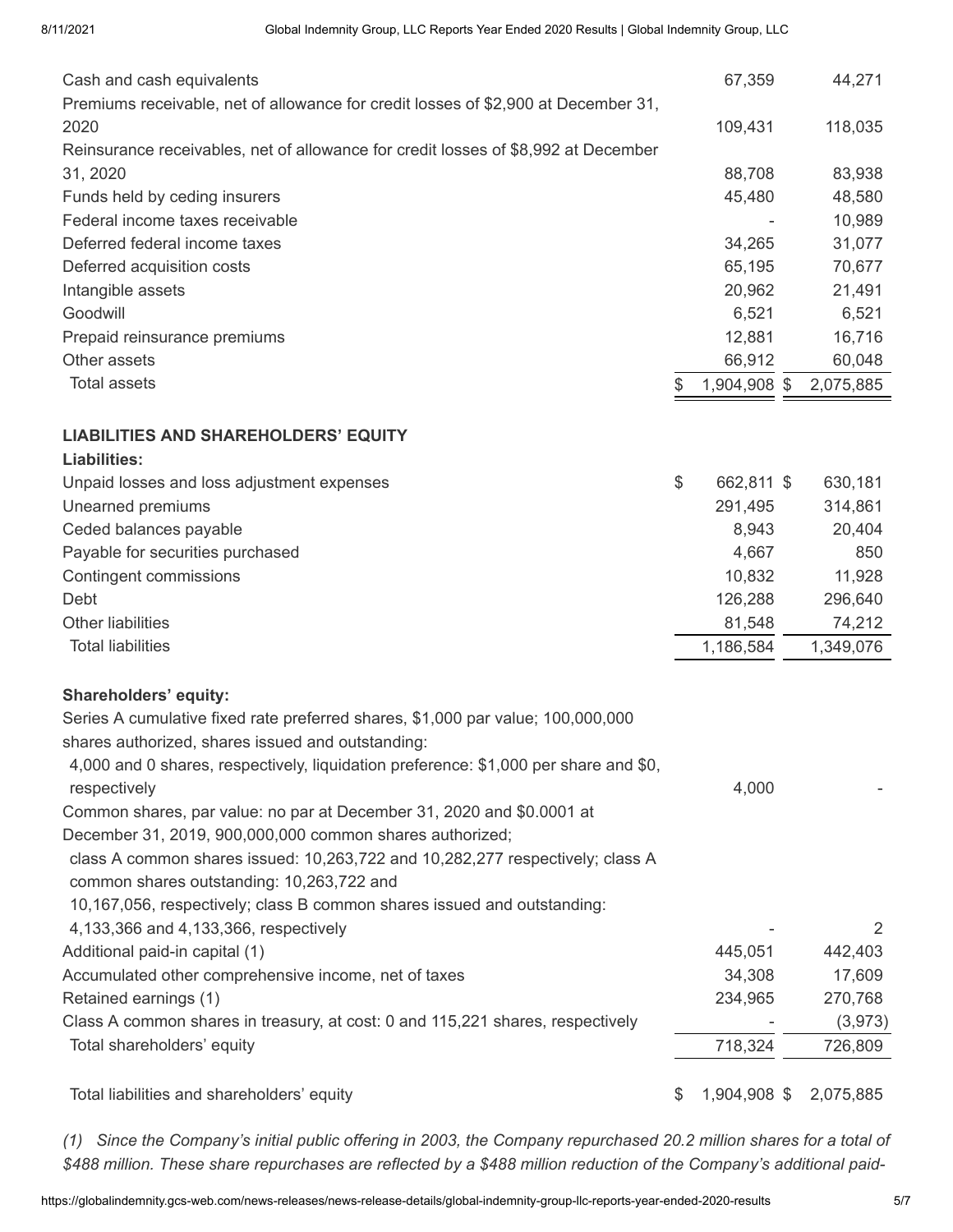| | | |
|---|---|---|
| Cash and cash equivalents | 67,359 | 44,271 |
| Premiums receivable, net of allowance for credit losses of $2,900 at December 31, 2020 | 109,431 | 118,035 |
| Reinsurance receivables, net of allowance for credit losses of $8,992 at December 31, 2020 | 88,708 | 83,938 |
| Funds held by ceding insurers | 45,480 | 48,580 |
| Federal income taxes receivable | - | 10,989 |
| Deferred federal income taxes | 34,265 | 31,077 |
| Deferred acquisition costs | 65,195 | 70,677 |
| Intangible assets | 20,962 | 21,491 |
| Goodwill | 6,521 | 6,521 |
| Prepaid reinsurance premiums | 12,881 | 16,716 |
| Other assets | 66,912 | 60,048 |
| Total assets | $ 1,904,908 | $ 2,075,885 |
| | | |
| **LIABILITIES AND SHAREHOLDERS' EQUITY** | | |
| **Liabilities:** | | |
| Unpaid losses and loss adjustment expenses | $ 662,811 | $ 630,181 |
| Unearned premiums | 291,495 | 314,861 |
| Ceded balances payable | 8,943 | 20,404 |
| Payable for securities purchased | 4,667 | 850 |
| Contingent commissions | 10,832 | 11,928 |
| Debt | 126,288 | 296,640 |
| Other liabilities | 81,548 | 74,212 |
| Total liabilities | 1,186,584 | 1,349,076 |
| | | |
| **Shareholders' equity:** | | |
| Series A cumulative fixed rate preferred shares, $1,000 par value; 100,000,000 shares authorized, shares issued and outstanding: 4,000 and 0 shares, respectively, liquidation preference: $1,000 per share and $0, respectively | 4,000 | - |
| Common shares, par value: no par at December 31, 2020 and $0.0001 at December 31, 2019, 900,000,000 common shares authorized; class A common shares issued: 10,263,722 and 10,282,277 respectively; class A common shares outstanding: 10,263,722 and 10,167,056, respectively; class B common shares issued and outstanding: 4,133,366 and 4,133,366, respectively | - | 2 |
| Additional paid-in capital (1) | 445,051 | 442,403 |
| Accumulated other comprehensive income, net of taxes | 34,308 | 17,609 |
| Retained earnings (1) | 234,965 | 270,768 |
| Class A common shares in treasury, at cost: 0 and 115,221 shares, respectively | - | (3,973) |
| Total shareholders' equity | 718,324 | 726,809 |
| | | |
| Total liabilities and shareholders' equity | $ 1,904,908 | $ 2,075,885 |

*(1) Since the Company's initial public offering in 2003, the Company repurchased 20.2 million shares for a total of $488 million. These share repurchases are reflected by a $488 million reduction of the Company's additional paid-*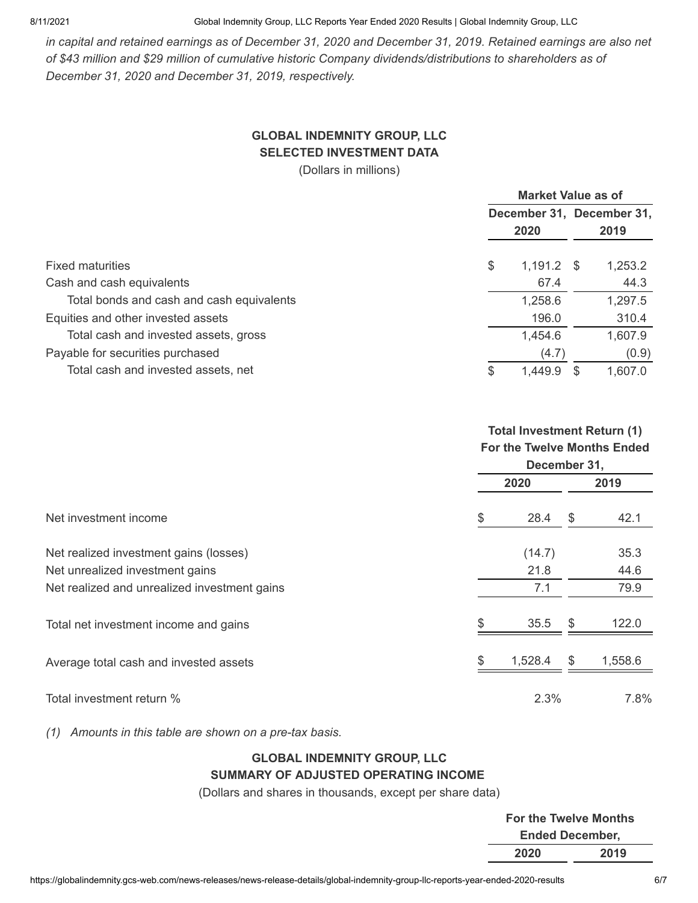*in capital and retained earnings as of December 31, 2020 and December 31, 2019. Retained earnings are also net of $43 million and $29 million of cumulative historic Company dividends/distributions to shareholders as of December 31, 2020 and December 31, 2019, respectively.*

**GLOBAL INDEMNITY GROUP, LLC**
**SELECTED INVESTMENT DATA**
(Dollars in millions)

| | Market Value as of | |
|---|---|---|
| | December 31, 2020 | December 31, 2019 |
| Fixed maturities | $ 1,191.2 | $ 1,253.2 |
| Cash and cash equivalents | 67.4 | 44.3 |
| Total bonds and cash and cash equivalents | 1,258.6 | 1,297.5 |
| Equities and other invested assets | 196.0 | 310.4 |
| Total cash and invested assets, gross | 1,454.6 | 1,607.9 |
| Payable for securities purchased | (4.7) | (0.9) |
| Total cash and invested assets, net | $ 1,449.9 | $ 1,607.0 |

| | Total Investment Return (1) For the Twelve Months Ended December 31, | |
|---|---|---|
| | 2020 | 2019 |
| Net investment income | $ 28.4 | $ 42.1 |
| Net realized investment gains (losses) | (14.7) | 35.3 |
| Net unrealized investment gains | 21.8 | 44.6 |
| Net realized and unrealized investment gains | 7.1 | 79.9 |
| Total net investment income and gains | $ 35.5 | $ 122.0 |
| Average total cash and invested assets | $ 1,528.4 | $ 1,558.6 |
| Total investment return % | 2.3% | 7.8% |

*(1) Amounts in this table are shown on a pre-tax basis.*

**GLOBAL INDEMNITY GROUP, LLC**
**SUMMARY OF ADJUSTED OPERATING INCOME**
(Dollars and shares in thousands, except per share data)

| | For the Twelve Months Ended December, | |
|---|---|---|
| | 2020 | 2019 |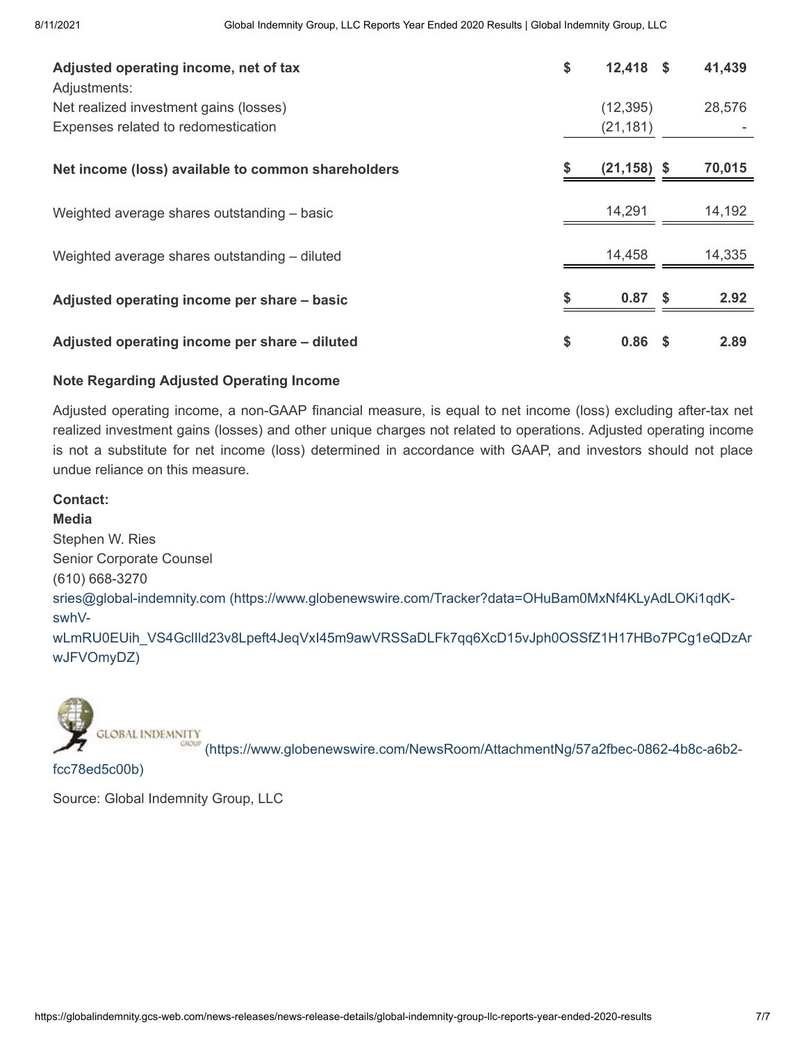| | | |
|---|---|---|
| **Adjusted operating income, net of tax** | **$ 12,418** | **$ 41,439** |
| Adjustments: | | |
| Net realized investment gains (losses) | (12,395) | 28,576 |
| Expenses related to redomestication | (21,181) | - |
| **Net income (loss) available to common shareholders** | **$ (21,158)** | **$ 70,015** |
| Weighted average shares outstanding – basic | 14,291 | 14,192 |
| Weighted average shares outstanding – diluted | 14,458 | 14,335 |
| **Adjusted operating income per share – basic** | **$ 0.87** | **$ 2.92** |
| **Adjusted operating income per share – diluted** | **$ 0.86** | **$ 2.89** |

**Note Regarding Adjusted Operating Income**

Adjusted operating income, a non-GAAP financial measure, is equal to net income (loss) excluding after-tax net realized investment gains (losses) and other unique charges not related to operations. Adjusted operating income is not a substitute for net income (loss) determined in accordance with GAAP, and investors should not place undue reliance on this measure.

**Contact:**
**Media**
Stephen W. Ries
Senior Corporate Counsel
(610) 668-3270
sries@global-indemnity.com (https://www.globenewswire.com/Tracker?data=OHuBam0MxNf4KLyAdLOKi1qdK-swhV-wLmRU0EUih_VS4GclIld23v8Lpeft4JeqVxI45m9awVRSSaDLFk7qq6XcD15vJph0OSSfZ1H17HBo7PCg1eQDzArwJFVOmyDZ)

(https://www.globenewswire.com/NewsRoom/AttachmentNg/57a2fbec-0862-4b8c-a6b2-fcc78ed5c00b)

Source: Global Indemnity Group, LLC